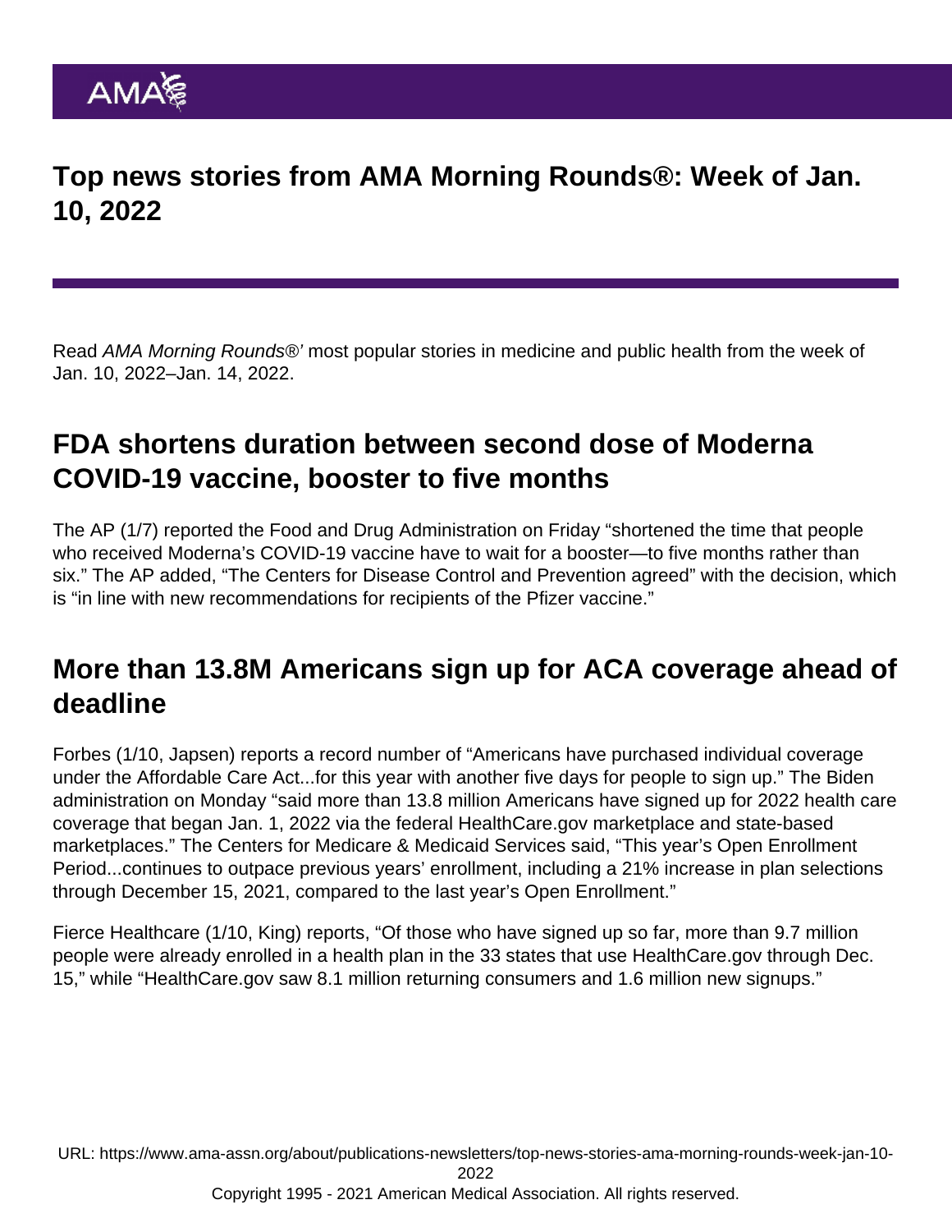# Top news stories from AMA Morning Rounds®: Week of Jan. 10, 2022

Read *AMA Morning Rounds®'* most popular stories in medicine and public health from the week of Jan. 10, 2022–Jan. 14, 2022.

## FDA shortens duration between second dose of Moderna COVID-19 vaccine, booster to five months

The AP (1/7) reported the Food and Drug Administration on Friday "shortened the time that people who received Moderna's COVID-19 vaccine have to wait for a booster—to five months rather than six." The AP added, "The Centers for Disease Control and Prevention agreed" with the decision, which is "in line with new recommendations for recipients of the Pfizer vaccine."

## More than 13.8M Americans sign up for ACA coverage ahead of deadline

Forbes (1/10, Japsen) reports a record number of "Americans have purchased individual coverage under the Affordable Care Act...for this year with another five days for people to sign up." The Biden administration on Monday "said more than 13.8 million Americans have signed up for 2022 health care coverage that began Jan. 1, 2022 via the federal HealthCare.gov marketplace and state-based marketplaces." The Centers for Medicare & Medicaid Services said, "This year's Open Enrollment Period...continues to outpace previous years' enrollment, including a 21% increase in plan selections through December 15, 2021, compared to the last year's Open Enrollment."

Fierce Healthcare (1/10, King) reports, "Of those who have signed up so far, more than 9.7 million people were already enrolled in a health plan in the 33 states that use HealthCare.gov through Dec. 15," while "HealthCare.gov saw 8.1 million returning consumers and 1.6 million new signups."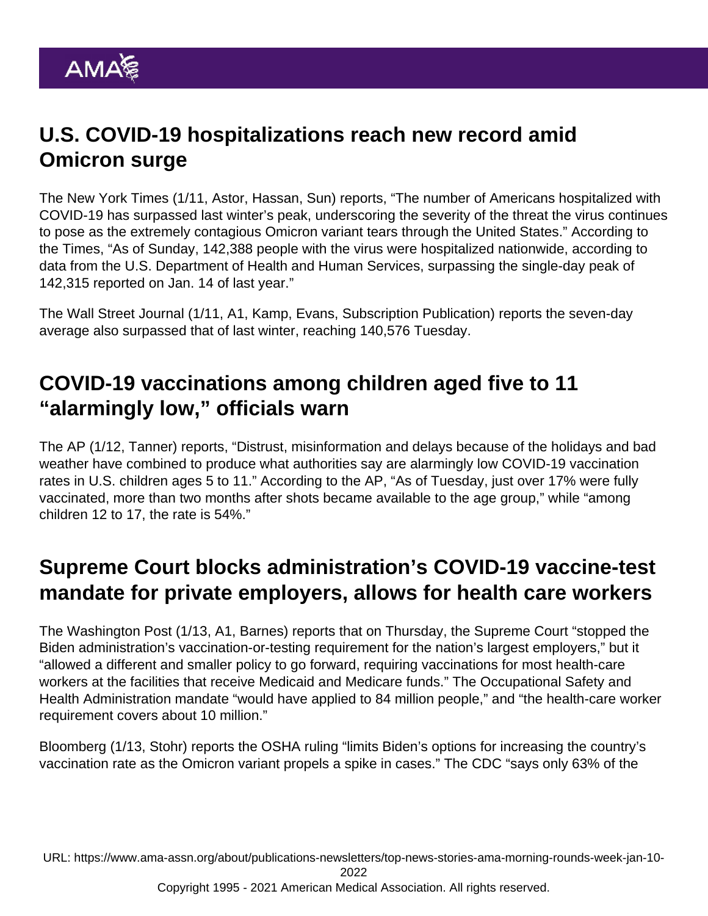## U.S. COVID-19 hospitalizations reach new record amid Omicron surge

The New York Times (1/11, Astor, Hassan, Sun) reports, "The number of Americans hospitalized with COVID-19 has surpassed last winter's peak, underscoring the severity of the threat the virus continues to pose as the extremely contagious Omicron variant tears through the United States." According to the Times, "As of Sunday, 142,388 people with the virus were hospitalized nationwide, according to data from the U.S. Department of Health and Human Services, surpassing the single-day peak of 142,315 reported on Jan. 14 of last year."

The Wall Street Journal (1/11, A1, Kamp, Evans, Subscription Publication) reports the seven-day average also surpassed that of last winter, reaching 140,576 Tuesday.

## COVID-19 vaccinations among children aged five to 11 "alarmingly low," officials warn

The AP (1/12, Tanner) reports, "Distrust, misinformation and delays because of the holidays and bad weather have combined to produce what authorities say are alarmingly low COVID-19 vaccination rates in U.S. children ages 5 to 11." According to the AP, "As of Tuesday, just over 17% were fully vaccinated, more than two months after shots became available to the age group," while "among children 12 to 17, the rate is 54%."

## Supreme Court blocks administration's COVID-19 vaccine-test mandate for private employers, allows for health care workers

The Washington Post (1/13, A1, Barnes) reports that on Thursday, the Supreme Court "stopped the Biden administration's vaccination-or-testing requirement for the nation's largest employers," but it "allowed a different and smaller policy to go forward, requiring vaccinations for most health-care workers at the facilities that receive Medicaid and Medicare funds." The Occupational Safety and Health Administration mandate "would have applied to 84 million people," and "the health-care worker requirement covers about 10 million."

Bloomberg (1/13, Stohr) reports the OSHA ruling "limits Biden's options for increasing the country's vaccination rate as the Omicron variant propels a spike in cases." The CDC "says only 63% of the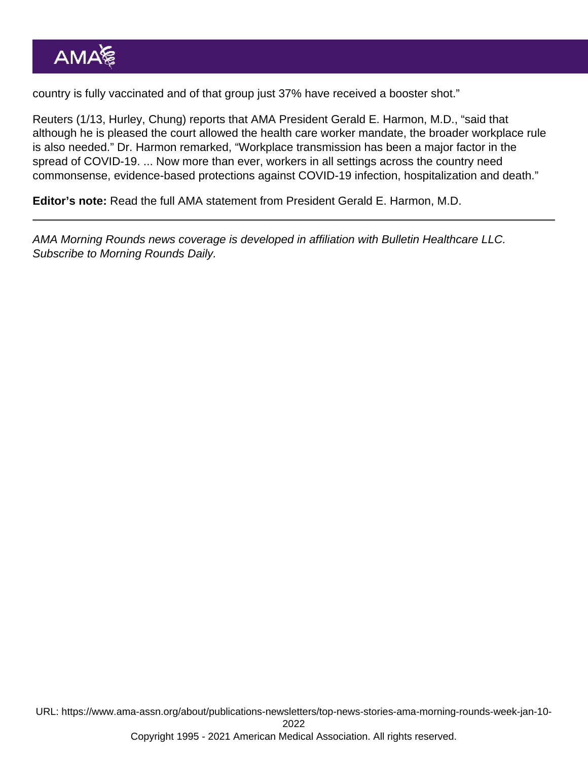country is fully vaccinated and of that group just 37% have received a booster shot."

Reuters (1/13, Hurley, Chung) reports that AMA President Gerald E. Harmon, M.D., "said that although he is pleased the court allowed the health care worker mandate, the broader workplace rule is also needed." Dr. Harmon remarked, "Workplace transmission has been a major factor in the spread of COVID-19. ... Now more than ever, workers in all settings across the country need commonsense, evidence-based protections against COVID-19 infection, hospitalization and death."

**Editor's note:** Read the full AMA statement from President Gerald E. Harmon, M.D.

---

*AMA Morning Rounds news coverage is developed in affiliation with Bulletin Healthcare LLC. Subscribe to Morning Rounds Daily.*